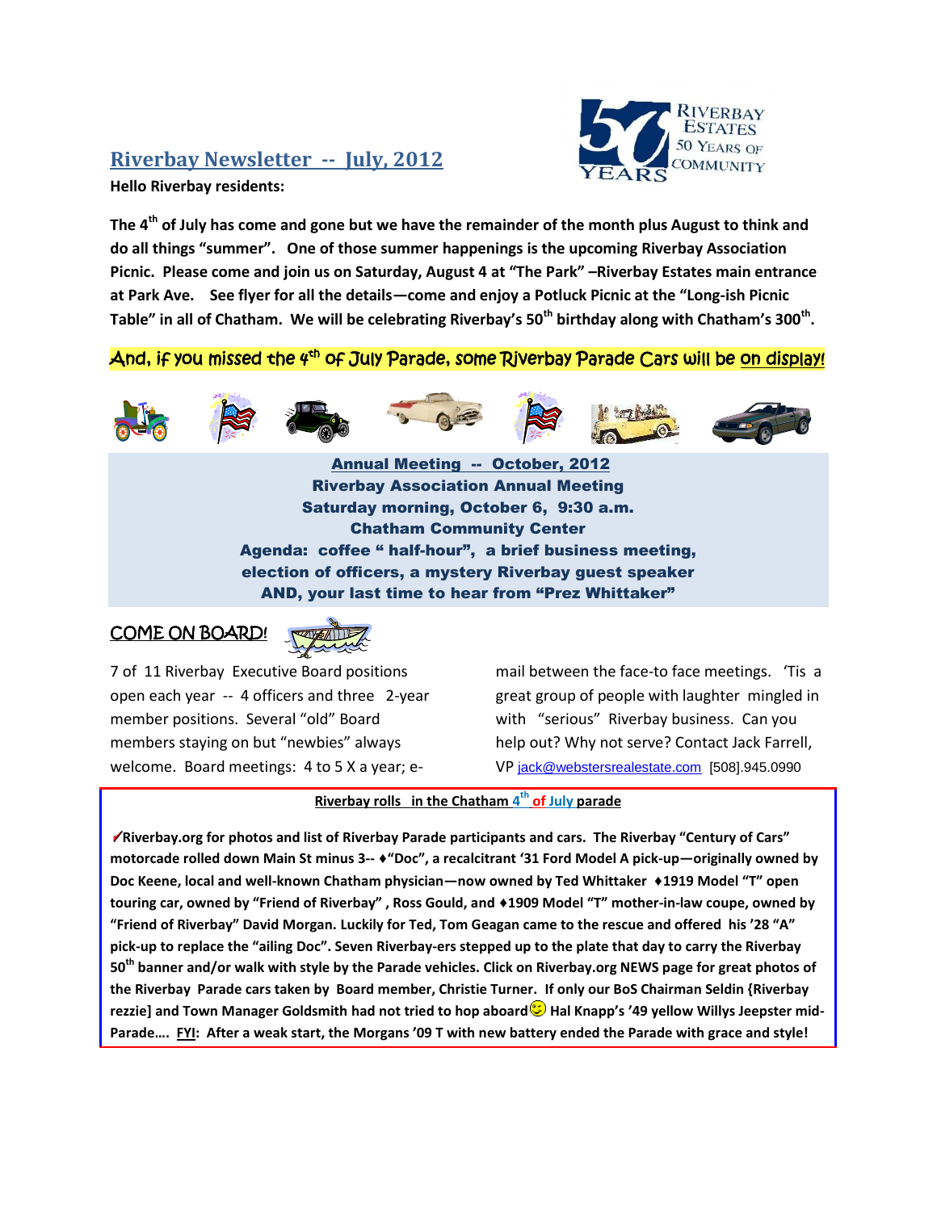## Riverbay Newsletter -- July, 2012

RIVERBAY ESTATES 50 YEARS OF COMMUNITY

**Hello Riverbay residents:**

**The 4th of July has come and gone but we have the remainder of the month plus August to think and do all things "summer". One of those summer happenings is the upcoming Riverbay Association Picnic. Please come and join us on Saturday, August 4 at "The Park" –Riverbay Estates main entrance at Park Ave. See flyer for all the details—come and enjoy a Potluck Picnic at the "Long-ish Picnic Table" in all of Chatham. We will be celebrating Riverbay's 50th birthday along with Chatham's 300th.**

And, if you missed the 4th of July Parade, some Riverbay Parade Cars will be on display!

**Annual Meeting -- October, 2012**
**Riverbay Association Annual Meeting**
**Saturday morning, October 6, 9:30 a.m.**
**Chatham Community Center**
**Agenda: coffee " half-hour", a brief business meeting, election of officers, a mystery Riverbay guest speaker**
**AND, your last time to hear from "Prez Whittaker"**

### COME ON BOARD!

7 of 11 Riverbay Executive Board positions open each year -- 4 officers and three 2-year member positions. Several "old" Board members staying on but "newbies" always welcome. Board meetings: 4 to 5 X a year; e-mail between the face-to face meetings. 'Tis a great group of people with laughter mingled in with "serious" Riverbay business. Can you help out? Why not serve? Contact Jack Farrell, VP jack@webstersrealestate.com [508].945.0990

**Riverbay rolls in the Chatham 4th of July parade**

**✓Riverbay.org for photos and list of Riverbay Parade participants and cars. The Riverbay "Century of Cars" motorcade rolled down Main St minus 3-- ♦"Doc", a recalcitrant '31 Ford Model A pick-up—originally owned by Doc Keene, local and well-known Chatham physician—now owned by Ted Whittaker ♦1919 Model "T" open touring car, owned by "Friend of Riverbay" , Ross Gould, and ♦1909 Model "T" mother-in-law coupe, owned by "Friend of Riverbay" David Morgan. Luckily for Ted, Tom Geagan came to the rescue and offered his '28 "A" pick-up to replace the "ailing Doc". Seven Riverbay-ers stepped up to the plate that day to carry the Riverbay 50th banner and/or walk with style by the Parade vehicles. Click on Riverbay.org NEWS page for great photos of the Riverbay Parade cars taken by Board member, Christie Turner. If only our BoS Chairman Seldin {Riverbay rezzie] and Town Manager Goldsmith had not tried to hop aboard😉 Hal Knapp's '49 yellow Willys Jeepster mid-Parade…. FYI: After a weak start, the Morgans '09 T with new battery ended the Parade with grace and style!**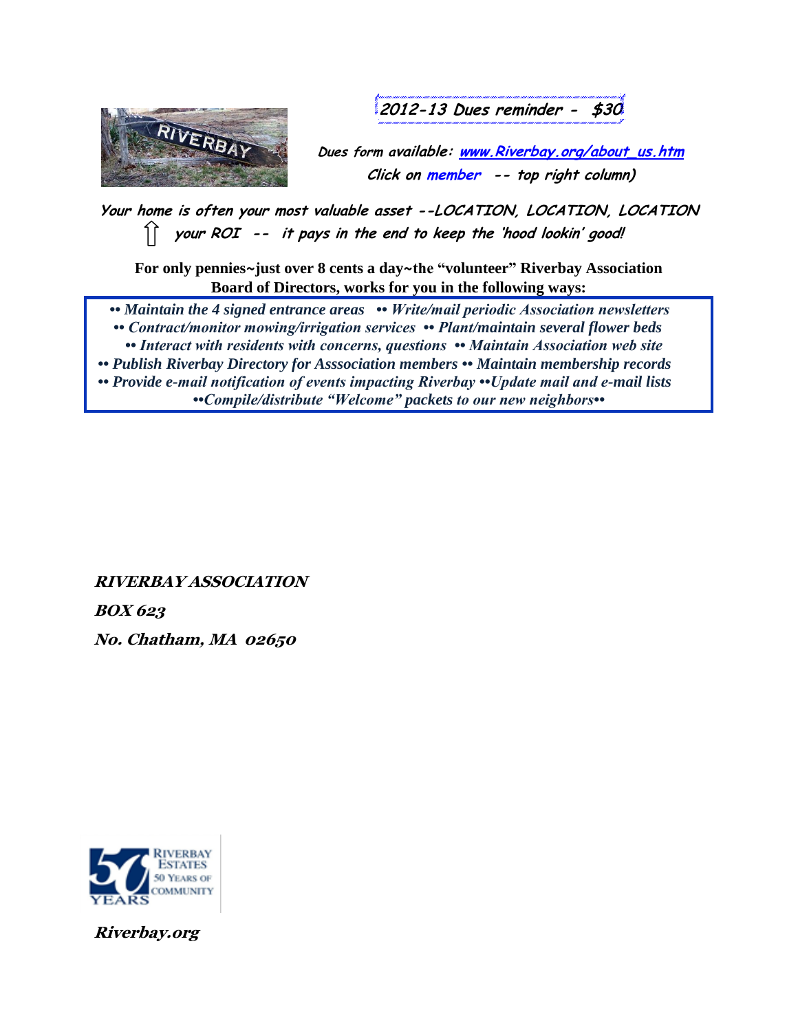**2012-13 Dues reminder - $30**

**Dues form available: [www.Riverbay.org/about_us.htm](http://www.Riverbay.org/about_us.htm)**

**Click on member -- top right column)**

***Your home is often your most valuable asset --LOCATION, LOCATION, LOCATION***

***⇧ your ROI -- it pays in the end to keep the 'hood lookin' good!***

**For only pennies~just over 8 cents a day~the "volunteer" Riverbay Association Board of Directors, works for you in the following ways:**

***•• Maintain the 4 signed entrance areas •• Write/mail periodic Association newsletters***
***•• Contract/monitor mowing/irrigation services •• Plant/maintain several flower beds***
***•• Interact with residents with concerns, questions •• Maintain Association web site***
***•• Publish Riverbay Directory for Asssociation members •• Maintain membership records***
***•• Provide e-mail notification of events impacting Riverbay ••Update mail and e-mail lists***
***••Compile/distribute "Welcome" packets to our new neighbors••***

***RIVERBAY ASSOCIATION***

***BOX 623***

***No. Chatham, MA 02650***

RIVERBAY ESTATES 50 YEARS OF COMMUNITY

50 YEARS

***Riverbay.org***